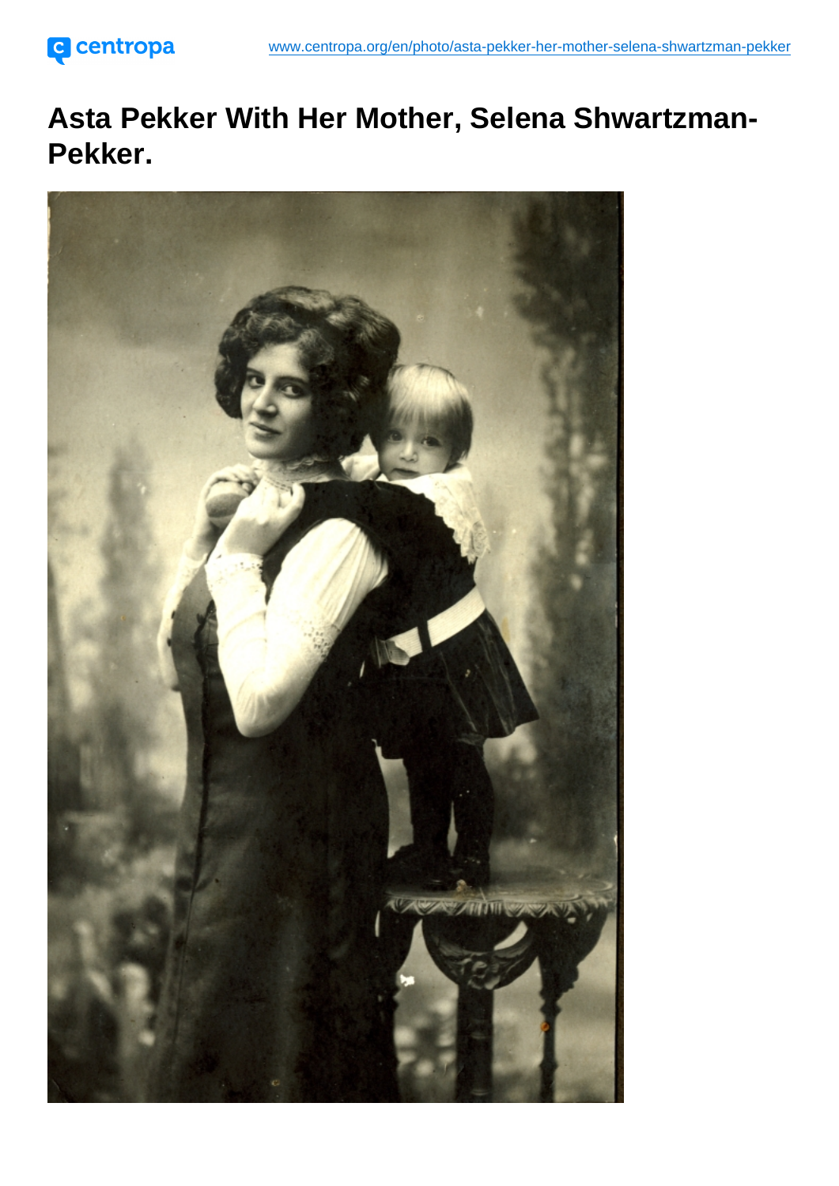# Asta Pekker With Her Mother, Selena Shwartzman-Pekker.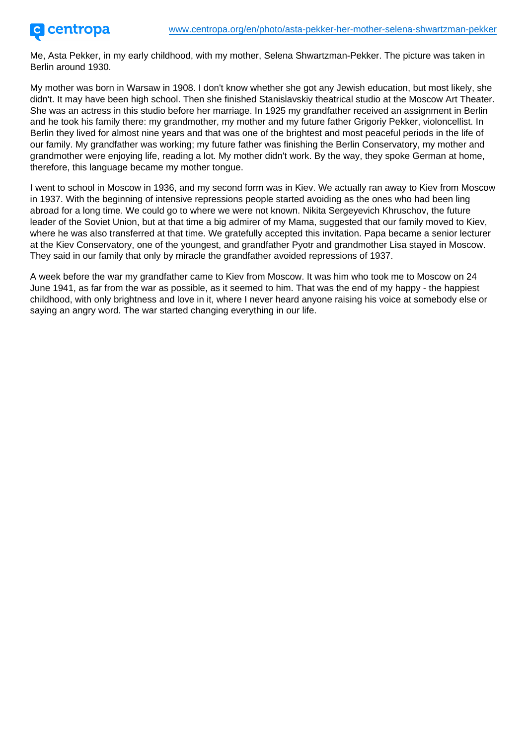Me, Asta Pekker, in my early childhood, with my mother, Selena Shwartzman-Pekker. The picture was taken in Berlin around 1930.

My mother was born in Warsaw in 1908. I don't know whether she got any Jewish education, but most likely, she didn't. It may have been high school. Then she finished Stanislavskiy theatrical studio at the Moscow Art Theater. She was an actress in this studio before her marriage. In 1925 my grandfather received an assignment in Berlin and he took his family there: my grandmother, my mother and my future father Grigoriy Pekker, violoncellist. In Berlin they lived for almost nine years and that was one of the brightest and most peaceful periods in the life of our family. My grandfather was working; my future father was finishing the Berlin Conservatory, my mother and grandmother were enjoying life, reading a lot. My mother didn't work. By the way, they spoke German at home, therefore, this language became my mother tongue.

I went to school in Moscow in 1936, and my second form was in Kiev. We actually ran away to Kiev from Moscow in 1937. With the beginning of intensive repressions people started avoiding as the ones who had been ling abroad for a long time. We could go to where we were not known. Nikita Sergeyevich Khruschov, the future leader of the Soviet Union, but at that time a big admirer of my Mama, suggested that our family moved to Kiev, where he was also transferred at that time. We gratefully accepted this invitation. Papa became a senior lecturer at the Kiev Conservatory, one of the youngest, and grandfather Pyotr and grandmother Lisa stayed in Moscow. They said in our family that only by miracle the grandfather avoided repressions of 1937.

A week before the war my grandfather came to Kiev from Moscow. It was him who took me to Moscow on 24 June 1941, as far from the war as possible, as it seemed to him. That was the end of my happy - the happiest childhood, with only brightness and love in it, where I never heard anyone raising his voice at somebody else or saying an angry word. The war started changing everything in our life.